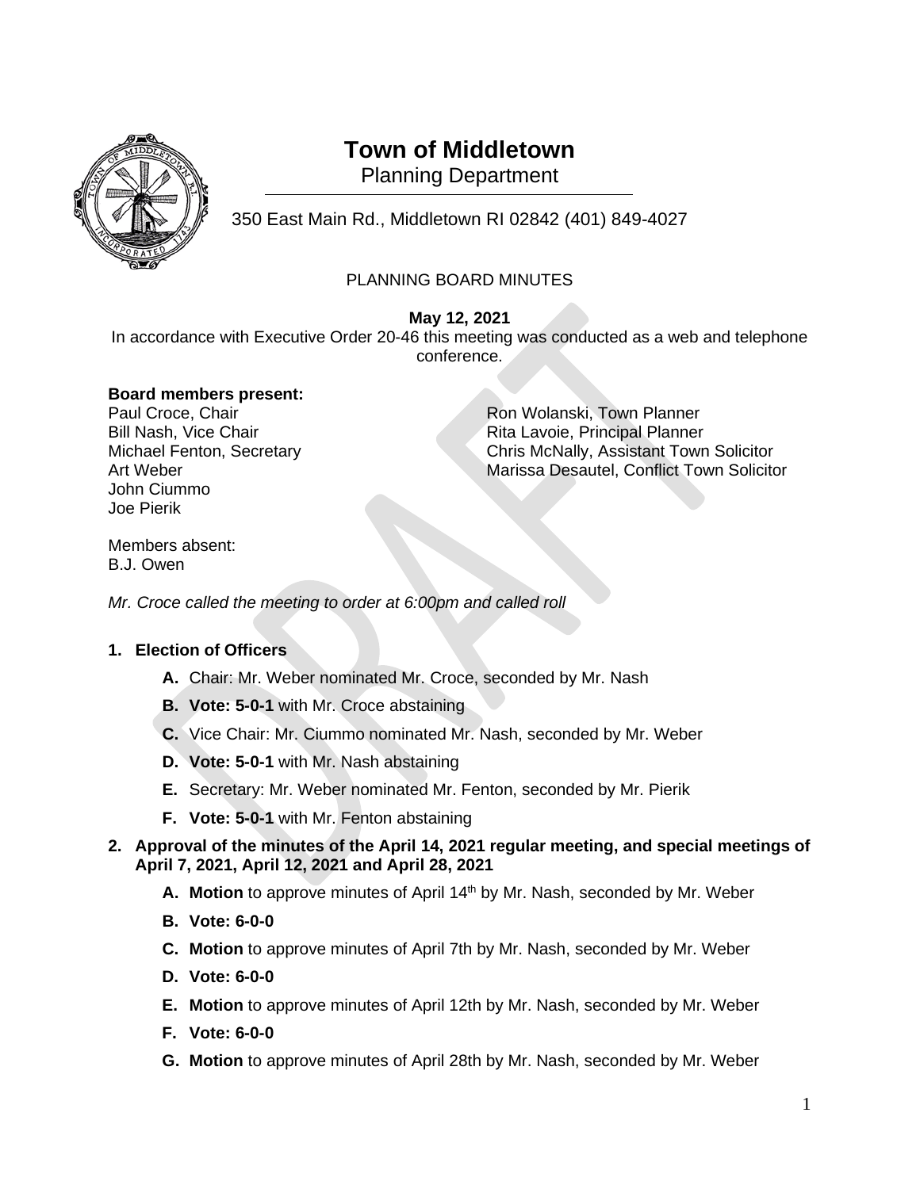# Town of Middletown

Planning Department

350 East Main Rd., Middletown RI 02842 (401) 849-4027

PLANNING BOARD MINUTES

**May 12, 2021**

In accordance with Executive Order 20-46 this meeting was conducted as a web and telephone conference.

**Board members present:**

Paul Croce, Chair
Bill Nash, Vice Chair
Michael Fenton, Secretary
Art Weber
John Ciummo
Joe Pierik

Ron Wolanski, Town Planner
Rita Lavoie, Principal Planner
Chris McNally, Assistant Town Solicitor
Marissa Desautel, Conflict Town Solicitor

Members absent:
B.J. Owen

*Mr. Croce called the meeting to order at 6:00pm and called roll*

**1. Election of Officers**

- **A.** Chair: Mr. Weber nominated Mr. Croce, seconded by Mr. Nash
- **B. Vote: 5-0-1** with Mr. Croce abstaining
- **C.** Vice Chair: Mr. Ciummo nominated Mr. Nash, seconded by Mr. Weber
- **D. Vote: 5-0-1** with Mr. Nash abstaining
- **E.** Secretary: Mr. Weber nominated Mr. Fenton, seconded by Mr. Pierik
- **F. Vote: 5-0-1** with Mr. Fenton abstaining

**2. Approval of the minutes of the April 14, 2021 regular meeting, and special meetings of April 7, 2021, April 12, 2021 and April 28, 2021**

- **A. Motion** to approve minutes of April 14th by Mr. Nash, seconded by Mr. Weber
- **B. Vote: 6-0-0**
- **C. Motion** to approve minutes of April 7th by Mr. Nash, seconded by Mr. Weber
- **D. Vote: 6-0-0**
- **E. Motion** to approve minutes of April 12th by Mr. Nash, seconded by Mr. Weber
- **F. Vote: 6-0-0**
- **G. Motion** to approve minutes of April 28th by Mr. Nash, seconded by Mr. Weber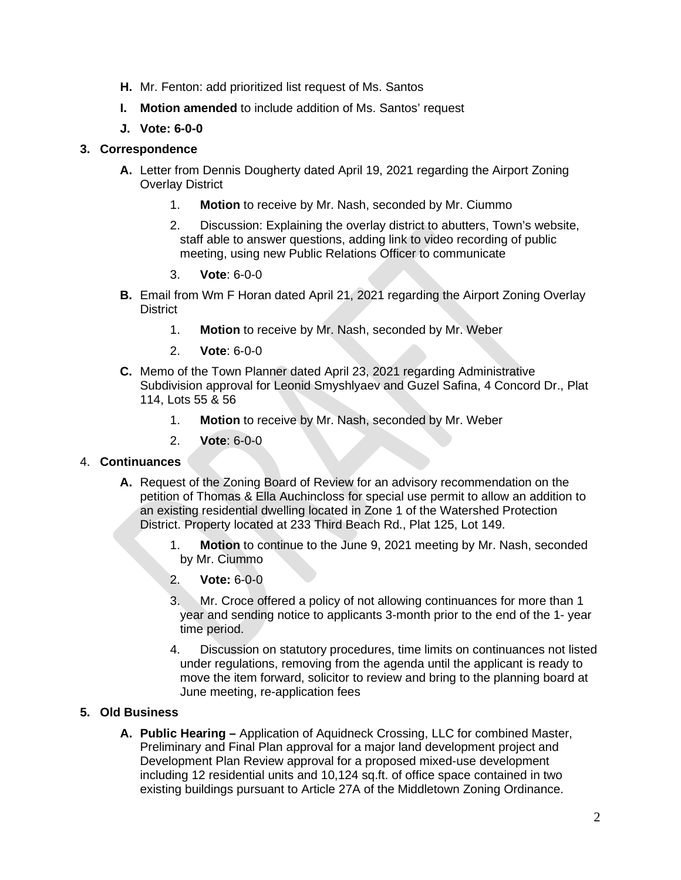**H.** Mr. Fenton: add prioritized list request of Ms. Santos

**I.** **Motion amended** to include addition of Ms. Santos' request

**J.** **Vote: 6-0-0**

**3. Correspondence**

**A.** Letter from Dennis Dougherty dated April 19, 2021 regarding the Airport Zoning Overlay District

1. **Motion** to receive by Mr. Nash, seconded by Mr. Ciummo
2. Discussion: Explaining the overlay district to abutters, Town's website, staff able to answer questions, adding link to video recording of public meeting, using new Public Relations Officer to communicate
3. **Vote**: 6-0-0

**B.** Email from Wm F Horan dated April 21, 2021 regarding the Airport Zoning Overlay District

1. **Motion** to receive by Mr. Nash, seconded by Mr. Weber
2. **Vote**: 6-0-0

**C.** Memo of the Town Planner dated April 23, 2021 regarding Administrative Subdivision approval for Leonid Smyshlyaev and Guzel Safina, 4 Concord Dr., Plat 114, Lots 55 & 56

1. **Motion** to receive by Mr. Nash, seconded by Mr. Weber
2. **Vote**: 6-0-0

4. **Continuances**

**A.** Request of the Zoning Board of Review for an advisory recommendation on the petition of Thomas & Ella Auchincloss for special use permit to allow an addition to an existing residential dwelling located in Zone 1 of the Watershed Protection District. Property located at 233 Third Beach Rd., Plat 125, Lot 149.

1. **Motion** to continue to the June 9, 2021 meeting by Mr. Nash, seconded by Mr. Ciummo
2. **Vote:** 6-0-0
3. Mr. Croce offered a policy of not allowing continuances for more than 1 year and sending notice to applicants 3-month prior to the end of the 1- year time period.
4. Discussion on statutory procedures, time limits on continuances not listed under regulations, removing from the agenda until the applicant is ready to move the item forward, solicitor to review and bring to the planning board at June meeting, re-application fees

**5. Old Business**

**A.** **Public Hearing –** Application of Aquidneck Crossing, LLC for combined Master, Preliminary and Final Plan approval for a major land development project and Development Plan Review approval for a proposed mixed-use development including 12 residential units and 10,124 sq.ft. of office space contained in two existing buildings pursuant to Article 27A of the Middletown Zoning Ordinance.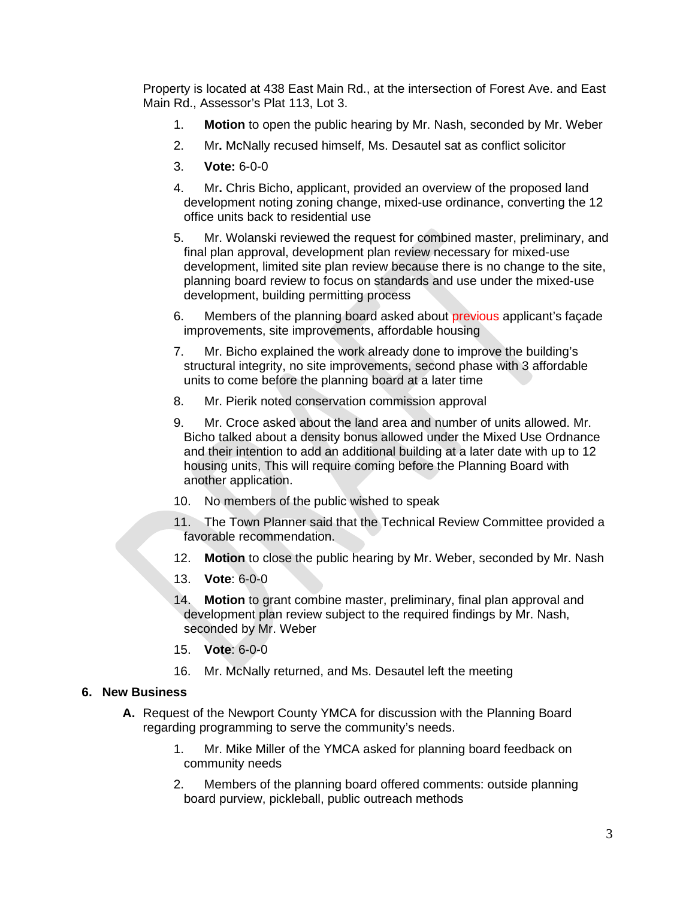Property is located at 438 East Main Rd., at the intersection of Forest Ave. and East Main Rd., Assessor's Plat 113, Lot 3.

1. **Motion** to open the public hearing by Mr. Nash, seconded by Mr. Weber
2. Mr**.** McNally recused himself, Ms. Desautel sat as conflict solicitor
3. **Vote:** 6-0-0
4. Mr**.** Chris Bicho, applicant, provided an overview of the proposed land development noting zoning change, mixed-use ordinance, converting the 12 office units back to residential use
5. Mr. Wolanski reviewed the request for combined master, preliminary, and final plan approval, development plan review necessary for mixed-use development, limited site plan review because there is no change to the site, planning board review to focus on standards and use under the mixed-use development, building permitting process
6. Members of the planning board asked about previous applicant's façade improvements, site improvements, affordable housing
7. Mr. Bicho explained the work already done to improve the building's structural integrity, no site improvements, second phase with 3 affordable units to come before the planning board at a later time
8. Mr. Pierik noted conservation commission approval
9. Mr. Croce asked about the land area and number of units allowed. Mr. Bicho talked about a density bonus allowed under the Mixed Use Ordnance and their intention to add an additional building at a later date with up to 12 housing units, This will require coming before the Planning Board with another application.
10. No members of the public wished to speak
11. The Town Planner said that the Technical Review Committee provided a favorable recommendation.
12. **Motion** to close the public hearing by Mr. Weber, seconded by Mr. Nash
13. **Vote**: 6-0-0
14. **Motion** to grant combine master, preliminary, final plan approval and development plan review subject to the required findings by Mr. Nash, seconded by Mr. Weber
15. **Vote**: 6-0-0
16. Mr. McNally returned, and Ms. Desautel left the meeting

## 6. New Business

**A.** Request of the Newport County YMCA for discussion with the Planning Board regarding programming to serve the community's needs.

1. Mr. Mike Miller of the YMCA asked for planning board feedback on community needs
2. Members of the planning board offered comments: outside planning board purview, pickleball, public outreach methods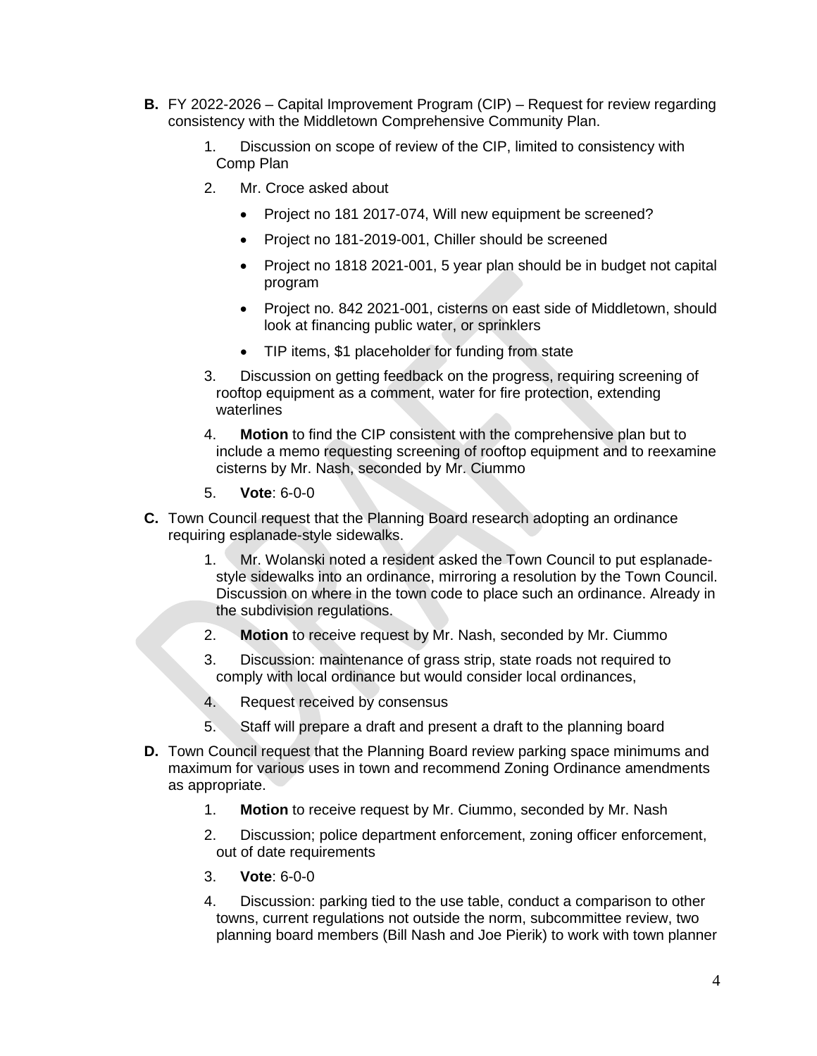**B.** FY 2022-2026 – Capital Improvement Program (CIP) – Request for review regarding consistency with the Middletown Comprehensive Community Plan.

1. Discussion on scope of review of the CIP, limited to consistency with Comp Plan
2. Mr. Croce asked about
   - Project no 181 2017-074, Will new equipment be screened?
   - Project no 181-2019-001, Chiller should be screened
   - Project no 1818 2021-001, 5 year plan should be in budget not capital program
   - Project no. 842 2021-001, cisterns on east side of Middletown, should look at financing public water, or sprinklers
   - TIP items, $1 placeholder for funding from state
3. Discussion on getting feedback on the progress, requiring screening of rooftop equipment as a comment, water for fire protection, extending waterlines
4. **Motion** to find the CIP consistent with the comprehensive plan but to include a memo requesting screening of rooftop equipment and to reexamine cisterns by Mr. Nash, seconded by Mr. Ciummo
5. **Vote**: 6-0-0

**C.** Town Council request that the Planning Board research adopting an ordinance requiring esplanade-style sidewalks.

1. Mr. Wolanski noted a resident asked the Town Council to put esplanade-style sidewalks into an ordinance, mirroring a resolution by the Town Council. Discussion on where in the town code to place such an ordinance. Already in the subdivision regulations.
2. **Motion** to receive request by Mr. Nash, seconded by Mr. Ciummo
3. Discussion: maintenance of grass strip, state roads not required to comply with local ordinance but would consider local ordinances,
4. Request received by consensus
5. Staff will prepare a draft and present a draft to the planning board

**D.** Town Council request that the Planning Board review parking space minimums and maximum for various uses in town and recommend Zoning Ordinance amendments as appropriate.

1. **Motion** to receive request by Mr. Ciummo, seconded by Mr. Nash
2. Discussion; police department enforcement, zoning officer enforcement, out of date requirements
3. **Vote**: 6-0-0
4. Discussion: parking tied to the use table, conduct a comparison to other towns, current regulations not outside the norm, subcommittee review, two planning board members (Bill Nash and Joe Pierik) to work with town planner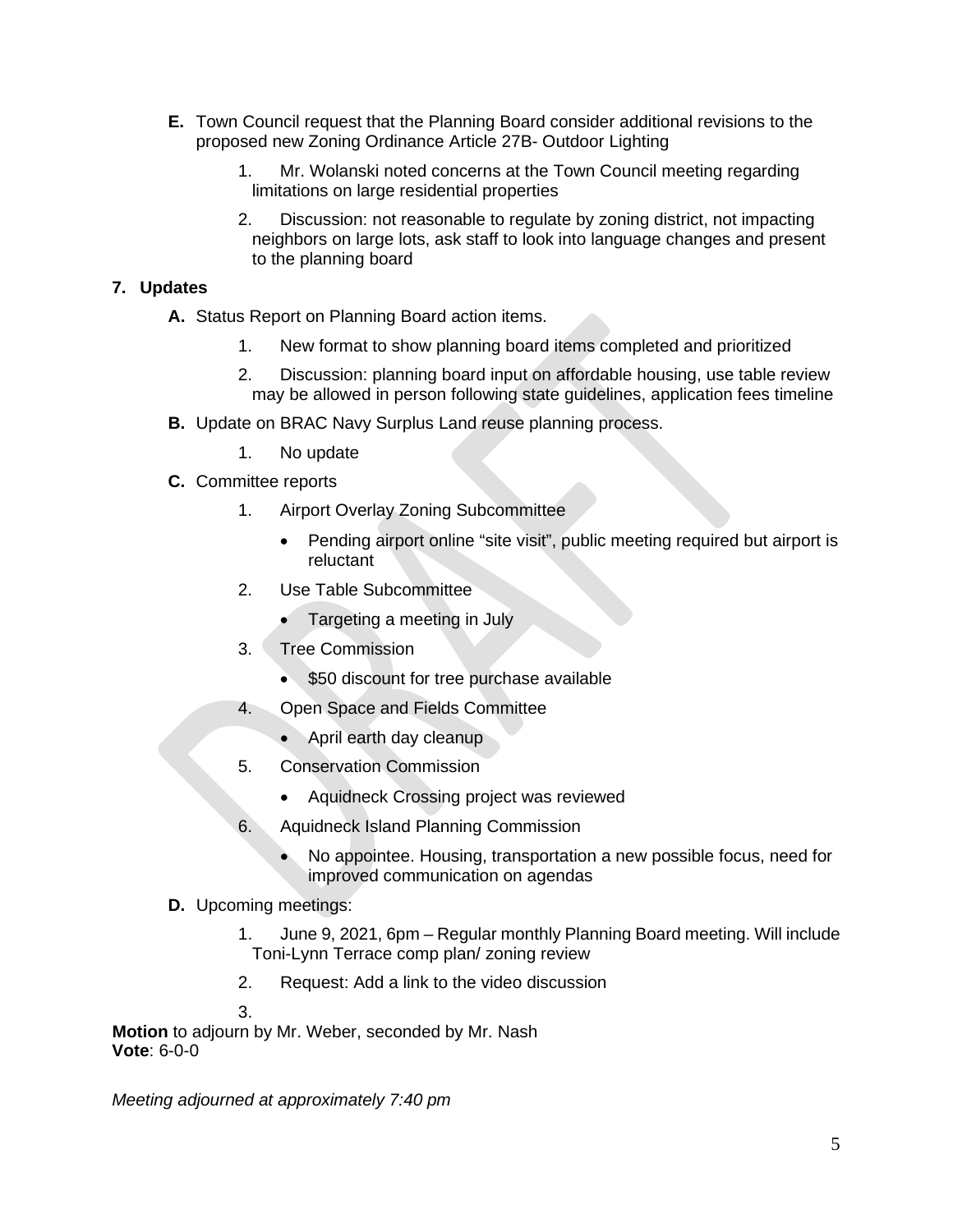**E.** Town Council request that the Planning Board consider additional revisions to the proposed new Zoning Ordinance Article 27B- Outdoor Lighting

1. Mr. Wolanski noted concerns at the Town Council meeting regarding limitations on large residential properties
2. Discussion: not reasonable to regulate by zoning district, not impacting neighbors on large lots, ask staff to look into language changes and present to the planning board

**7. Updates**

**A.** Status Report on Planning Board action items.

1. New format to show planning board items completed and prioritized
2. Discussion: planning board input on affordable housing, use table review may be allowed in person following state guidelines, application fees timeline

**B.** Update on BRAC Navy Surplus Land reuse planning process.

1. No update

**C.** Committee reports

1. Airport Overlay Zoning Subcommittee
   - Pending airport online "site visit", public meeting required but airport is reluctant
2. Use Table Subcommittee
   - Targeting a meeting in July
3. Tree Commission
   - $50 discount for tree purchase available
4. Open Space and Fields Committee
   - April earth day cleanup
5. Conservation Commission
   - Aquidneck Crossing project was reviewed
6. Aquidneck Island Planning Commission
   - No appointee. Housing, transportation a new possible focus, need for improved communication on agendas

**D.** Upcoming meetings:

1. June 9, 2021, 6pm – Regular monthly Planning Board meeting. Will include Toni-Lynn Terrace comp plan/ zoning review
2. Request: Add a link to the video discussion
3.

**Motion** to adjourn by Mr. Weber, seconded by Mr. Nash
**Vote**: 6-0-0

*Meeting adjourned at approximately 7:40 pm*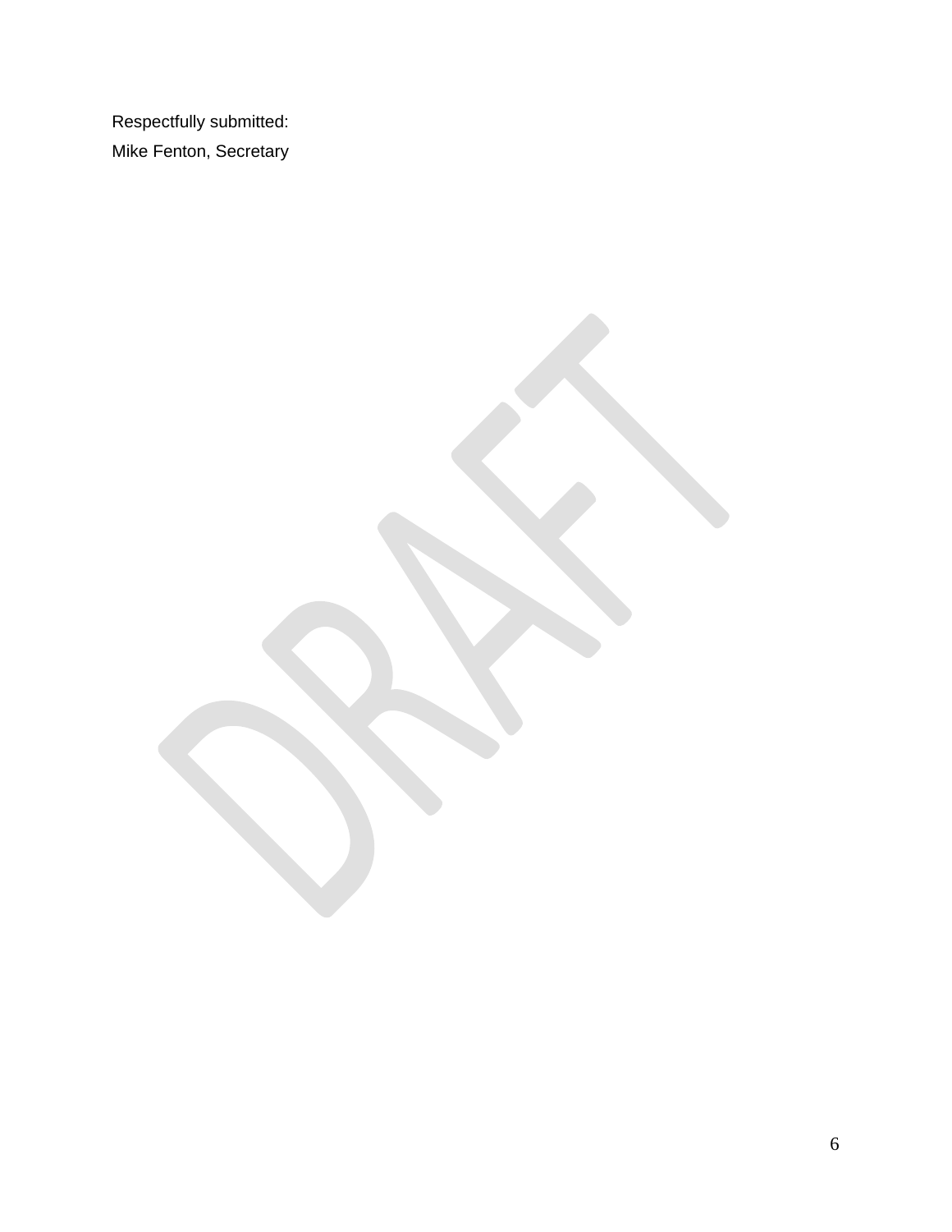Respectfully submitted:

Mike Fenton, Secretary